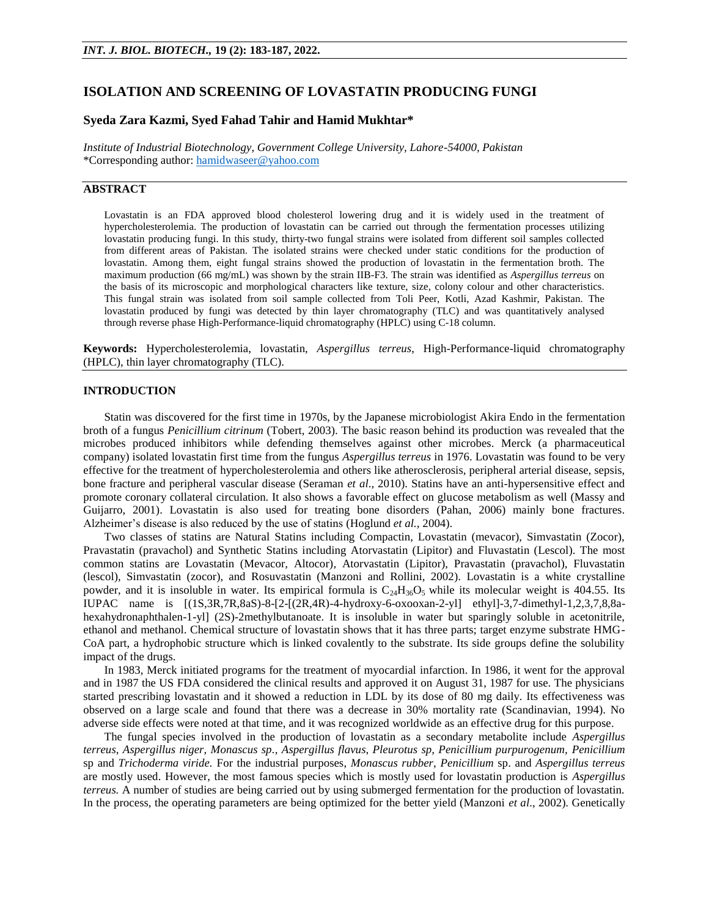# ISOLATION AND SCREENING OF LOVASTATIN PRODUCING FUNGI

## Syeda Zara Kazmi, Syed Fahad Tahir and Hamid Mukhtar*

*Institute of Industrial Biotechnology, Government College University, Lahore-54000, Pakistan*
*Corresponding author: hamidwaseer@yahoo.com

## ABSTRACT

Lovastatin is an FDA approved blood cholesterol lowering drug and it is widely used in the treatment of hypercholesterolemia. The production of lovastatin can be carried out through the fermentation processes utilizing lovastatin producing fungi. In this study, thirty-two fungal strains were isolated from different soil samples collected from different areas of Pakistan. The isolated strains were checked under static conditions for the production of lovastatin. Among them, eight fungal strains showed the production of lovastatin in the fermentation broth. The maximum production (66 mg/mL) was shown by the strain IIB-F3. The strain was identified as *Aspergillus terreus* on the basis of its microscopic and morphological characters like texture, size, colony colour and other characteristics. This fungal strain was isolated from soil sample collected from Toli Peer, Kotli, Azad Kashmir, Pakistan. The lovastatin produced by fungi was detected by thin layer chromatography (TLC) and was quantitatively analysed through reverse phase High-Performance-liquid chromatography (HPLC) using C-18 column.

**Keywords:** Hypercholesterolemia, lovastatin, *Aspergillus terreus*, High-Performance-liquid chromatography (HPLC), thin layer chromatography (TLC).

## INTRODUCTION

Statin was discovered for the first time in 1970s, by the Japanese microbiologist Akira Endo in the fermentation broth of a fungus *Penicillium citrinum* (Tobert, 2003). The basic reason behind its production was revealed that the microbes produced inhibitors while defending themselves against other microbes. Merck (a pharmaceutical company) isolated lovastatin first time from the fungus *Aspergillus terreus* in 1976. Lovastatin was found to be very effective for the treatment of hypercholesterolemia and others like atherosclerosis, peripheral arterial disease, sepsis, bone fracture and peripheral vascular disease (Seraman *et al*., 2010). Statins have an anti-hypersensitive effect and promote coronary collateral circulation. It also shows a favorable effect on glucose metabolism as well (Massy and Guijarro, 2001). Lovastatin is also used for treating bone disorders (Pahan, 2006) mainly bone fractures. Alzheimer's disease is also reduced by the use of statins (Hoglund *et al.*, 2004).

Two classes of statins are Natural Statins including Compactin, Lovastatin (mevacor), Simvastatin (Zocor), Pravastatin (pravachol) and Synthetic Statins including Atorvastatin (Lipitor) and Fluvastatin (Lescol). The most common statins are Lovastatin (Mevacor, Altocor), Atorvastatin (Lipitor), Pravastatin (pravachol), Fluvastatin (lescol), Simvastatin (zocor), and Rosuvastatin (Manzoni and Rollini, 2002). Lovastatin is a white crystalline powder, and it is insoluble in water. Its empirical formula is $C_{24}H_{36}O_5$ while its molecular weight is 404.55. Its IUPAC name is [(1S,3R,7R,8aS)-8-[2-[(2R,4R)-4-hydroxy-6-oxooxan-2-yl] ethyl]-3,7-dimethyl-1,2,3,7,8,8a-hexahydronaphthalen-1-yl] (2S)-2methylbutanoate. It is insoluble in water but sparingly soluble in acetonitrile, ethanol and methanol. Chemical structure of lovastatin shows that it has three parts; target enzyme substrate HMG-CoA part, a hydrophobic structure which is linked covalently to the substrate. Its side groups define the solubility impact of the drugs.

In 1983, Merck initiated programs for the treatment of myocardial infarction. In 1986, it went for the approval and in 1987 the US FDA considered the clinical results and approved it on August 31, 1987 for use. The physicians started prescribing lovastatin and it showed a reduction in LDL by its dose of 80 mg daily. Its effectiveness was observed on a large scale and found that there was a decrease in 30% mortality rate (Scandinavian, 1994). No adverse side effects were noted at that time, and it was recognized worldwide as an effective drug for this purpose.

The fungal species involved in the production of lovastatin as a secondary metabolite include *Aspergillus terreus*, *Aspergillus niger, Monascus sp., Aspergillus flavus, Pleurotus sp, Penicillium purpurogenum, Penicillium* sp and *Trichoderma viride.* For the industrial purposes, *Monascus rubber*, *Penicillium* sp. and *Aspergillus terreus* are mostly used. However, the most famous species which is mostly used for lovastatin production is *Aspergillus terreus.* A number of studies are being carried out by using submerged fermentation for the production of lovastatin. In the process, the operating parameters are being optimized for the better yield (Manzoni *et al*., 2002). Genetically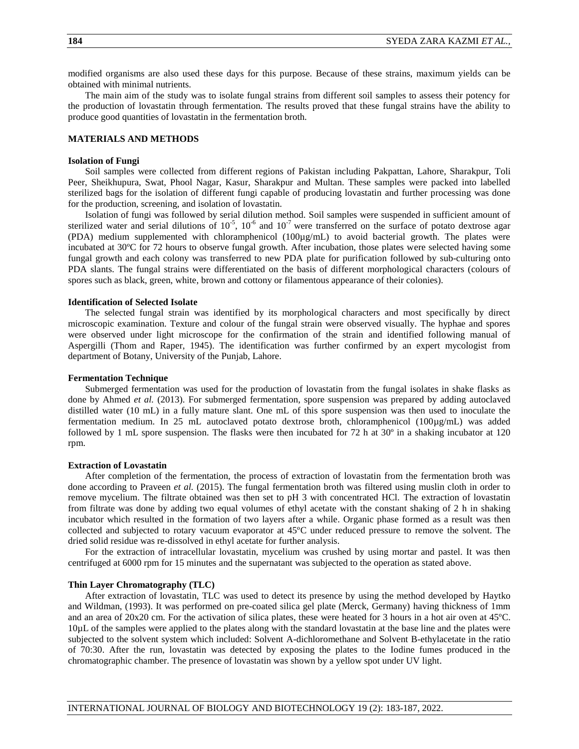modified organisms are also used these days for this purpose. Because of these strains, maximum yields can be obtained with minimal nutrients.

The main aim of the study was to isolate fungal strains from different soil samples to assess their potency for the production of lovastatin through fermentation. The results proved that these fungal strains have the ability to produce good quantities of lovastatin in the fermentation broth.

## MATERIALS AND METHODS

### Isolation of Fungi

Soil samples were collected from different regions of Pakistan including Pakpattan, Lahore, Sharakpur, Toli Peer, Sheikhupura, Swat, Phool Nagar, Kasur, Sharakpur and Multan. These samples were packed into labelled sterilized bags for the isolation of different fungi capable of producing lovastatin and further processing was done for the production, screening, and isolation of lovastatin.

Isolation of fungi was followed by serial dilution method. Soil samples were suspended in sufficient amount of sterilized water and serial dilutions of $10^{-5}$, $10^{-6}$ and $10^{-7}$ were transferred on the surface of potato dextrose agar (PDA) medium supplemented with chloramphenicol (100µg/mL) to avoid bacterial growth. The plates were incubated at 30ºC for 72 hours to observe fungal growth. After incubation, those plates were selected having some fungal growth and each colony was transferred to new PDA plate for purification followed by sub-culturing onto PDA slants. The fungal strains were differentiated on the basis of different morphological characters (colours of spores such as black, green, white, brown and cottony or filamentous appearance of their colonies).

### Identification of Selected Isolate

The selected fungal strain was identified by its morphological characters and most specifically by direct microscopic examination. Texture and colour of the fungal strain were observed visually. The hyphae and spores were observed under light microscope for the confirmation of the strain and identified following manual of Aspergilli (Thom and Raper, 1945). The identification was further confirmed by an expert mycologist from department of Botany, University of the Punjab, Lahore.

### Fermentation Technique

Submerged fermentation was used for the production of lovastatin from the fungal isolates in shake flasks as done by Ahmed *et al.* (2013). For submerged fermentation, spore suspension was prepared by adding autoclaved distilled water (10 mL) in a fully mature slant. One mL of this spore suspension was then used to inoculate the fermentation medium. In 25 mL autoclaved potato dextrose broth, chloramphenicol (100µg/mL) was added followed by 1 mL spore suspension. The flasks were then incubated for 72 h at 30º in a shaking incubator at 120 rpm.

### Extraction of Lovastatin

After completion of the fermentation, the process of extraction of lovastatin from the fermentation broth was done according to Praveen *et al.* (2015). The fungal fermentation broth was filtered using muslin cloth in order to remove mycelium. The filtrate obtained was then set to pH 3 with concentrated HCl. The extraction of lovastatin from filtrate was done by adding two equal volumes of ethyl acetate with the constant shaking of 2 h in shaking incubator which resulted in the formation of two layers after a while. Organic phase formed as a result was then collected and subjected to rotary vacuum evaporator at 45ºC under reduced pressure to remove the solvent. The dried solid residue was re-dissolved in ethyl acetate for further analysis.

For the extraction of intracellular lovastatin, mycelium was crushed by using mortar and pastel. It was then centrifuged at 6000 rpm for 15 minutes and the supernatant was subjected to the operation as stated above.

### Thin Layer Chromatography (TLC)

After extraction of lovastatin, TLC was used to detect its presence by using the method developed by Haytko and Wildman, (1993). It was performed on pre-coated silica gel plate (Merck, Germany) having thickness of 1mm and an area of 20x20 cm. For the activation of silica plates, these were heated for 3 hours in a hot air oven at 45ºC. 10µL of the samples were applied to the plates along with the standard lovastatin at the base line and the plates were subjected to the solvent system which included: Solvent A-dichloromethane and Solvent B-ethylacetate in the ratio of 70:30. After the run, lovastatin was detected by exposing the plates to the Iodine fumes produced in the chromatographic chamber. The presence of lovastatin was shown by a yellow spot under UV light.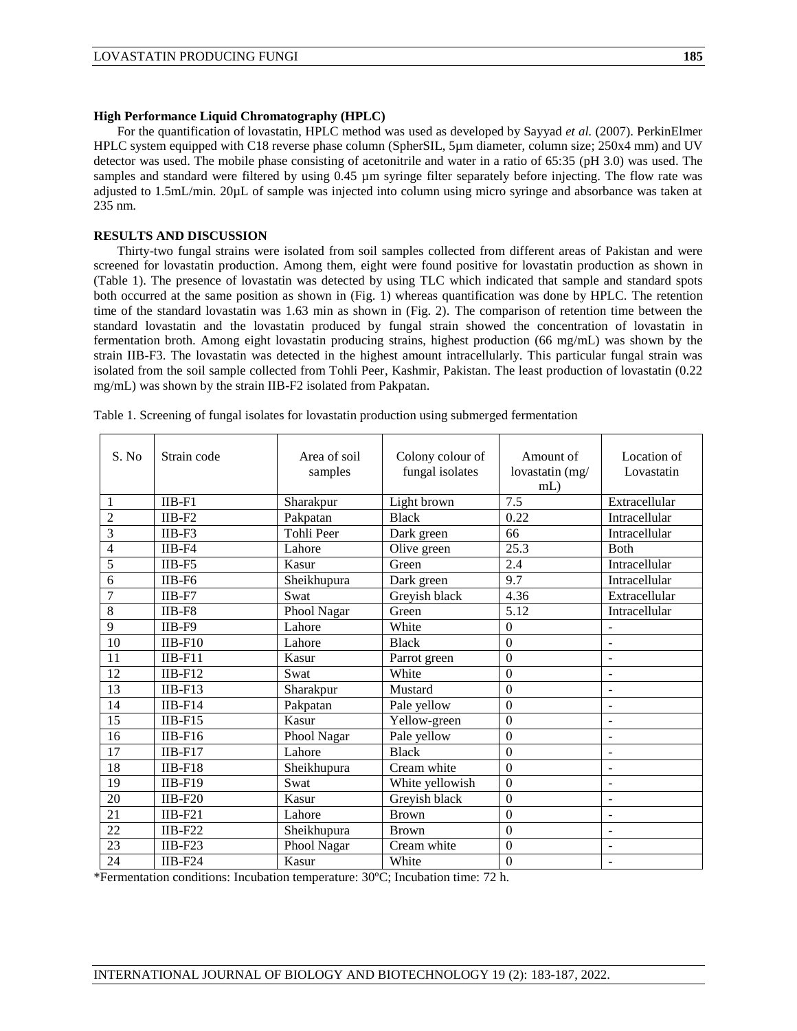**High Performance Liquid Chromatography (HPLC)**

For the quantification of lovastatin, HPLC method was used as developed by Sayyad *et al.* (2007). PerkinElmer HPLC system equipped with C18 reverse phase column (SpherSIL, 5µm diameter, column size; 250x4 mm) and UV detector was used. The mobile phase consisting of acetonitrile and water in a ratio of 65:35 (pH 3.0) was used. The samples and standard were filtered by using 0.45 µm syringe filter separately before injecting. The flow rate was adjusted to 1.5mL/min. 20µL of sample was injected into column using micro syringe and absorbance was taken at 235 nm.

**RESULTS AND DISCUSSION**

Thirty-two fungal strains were isolated from soil samples collected from different areas of Pakistan and were screened for lovastatin production. Among them, eight were found positive for lovastatin production as shown in (Table 1). The presence of lovastatin was detected by using TLC which indicated that sample and standard spots both occurred at the same position as shown in (Fig. 1) whereas quantification was done by HPLC. The retention time of the standard lovastatin was 1.63 min as shown in (Fig. 2). The comparison of retention time between the standard lovastatin and the lovastatin produced by fungal strain showed the concentration of lovastatin in fermentation broth. Among eight lovastatin producing strains, highest production (66 mg/mL) was shown by the strain IIB-F3. The lovastatin was detected in the highest amount intracellularly. This particular fungal strain was isolated from the soil sample collected from Tohli Peer, Kashmir, Pakistan. The least production of lovastatin (0.22 mg/mL) was shown by the strain IIB-F2 isolated from Pakpatan.

Table 1. Screening of fungal isolates for lovastatin production using submerged fermentation

| S. No | Strain code | Area of soil samples | Colony colour of fungal isolates | Amount of lovastatin (mg/mL) | Location of Lovastatin |
|---|---|---|---|---|---|
| 1 | IIB-F1 | Sharakpur | Light brown | 7.5 | Extracellular |
| 2 | IIB-F2 | Pakpatan | Black | 0.22 | Intracellular |
| 3 | IIB-F3 | Tohli Peer | Dark green | 66 | Intracellular |
| 4 | IIB-F4 | Lahore | Olive green | 25.3 | Both |
| 5 | IIB-F5 | Kasur | Green | 2.4 | Intracellular |
| 6 | IIB-F6 | Sheikhupura | Dark green | 9.7 | Intracellular |
| 7 | IIB-F7 | Swat | Greyish black | 4.36 | Extracellular |
| 8 | IIB-F8 | Phool Nagar | Green | 5.12 | Intracellular |
| 9 | IIB-F9 | Lahore | White | 0 | - |
| 10 | IIB-F10 | Lahore | Black | 0 | - |
| 11 | IIB-F11 | Kasur | Parrot green | 0 | - |
| 12 | IIB-F12 | Swat | White | 0 | - |
| 13 | IIB-F13 | Sharakpur | Mustard | 0 | - |
| 14 | IIB-F14 | Pakpatan | Pale yellow | 0 | - |
| 15 | IIB-F15 | Kasur | Yellow-green | 0 | - |
| 16 | IIB-F16 | Phool Nagar | Pale yellow | 0 | - |
| 17 | IIB-F17 | Lahore | Black | 0 | - |
| 18 | IIB-F18 | Sheikhupura | Cream white | 0 | - |
| 19 | IIB-F19 | Swat | White yellowish | 0 | - |
| 20 | IIB-F20 | Kasur | Greyish black | 0 | - |
| 21 | IIB-F21 | Lahore | Brown | 0 | - |
| 22 | IIB-F22 | Sheikhupura | Brown | 0 | - |
| 23 | IIB-F23 | Phool Nagar | Cream white | 0 | - |
| 24 | IIB-F24 | Kasur | White | 0 | - |

*Fermentation conditions: Incubation temperature: 30ºC; Incubation time: 72 h.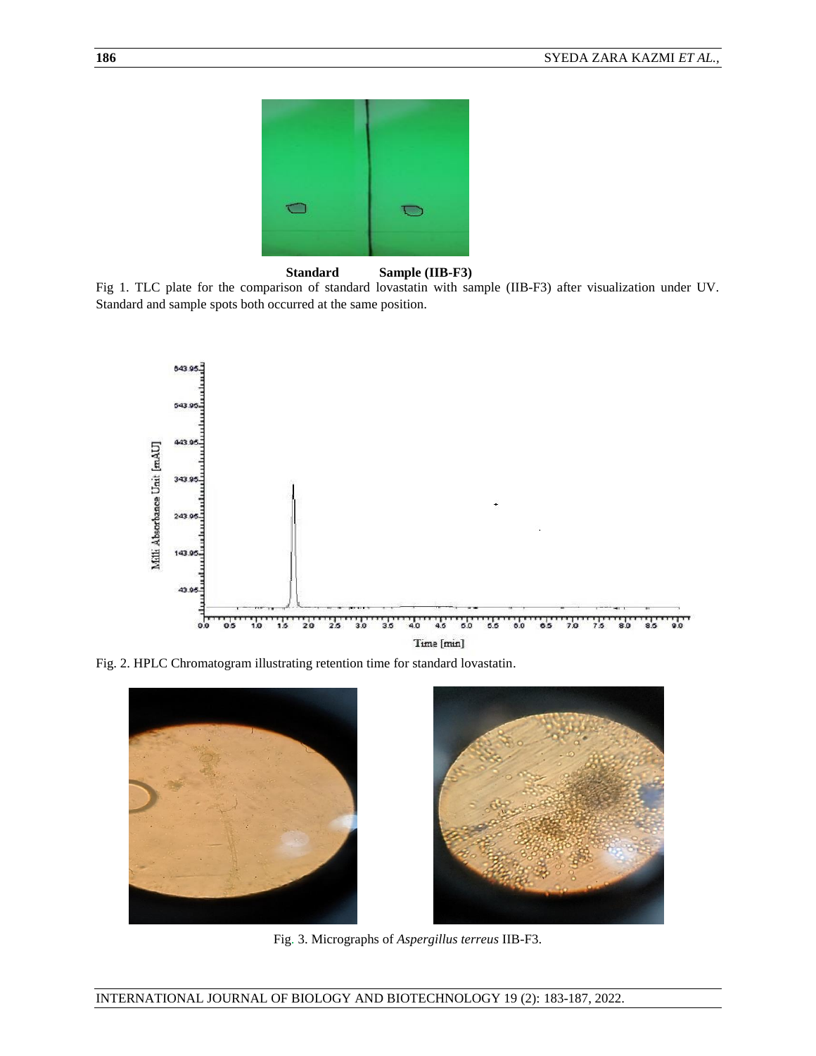**Standard** **Sample (IIB-F3)**

Fig 1. TLC plate for the comparison of standard lovastatin with sample (IIB-F3) after visualization under UV. Standard and sample spots both occurred at the same position.

Fig. 2. HPLC Chromatogram illustrating retention time for standard lovastatin.

Fig. 3. Micrographs of *Aspergillus terreus* IIB-F3.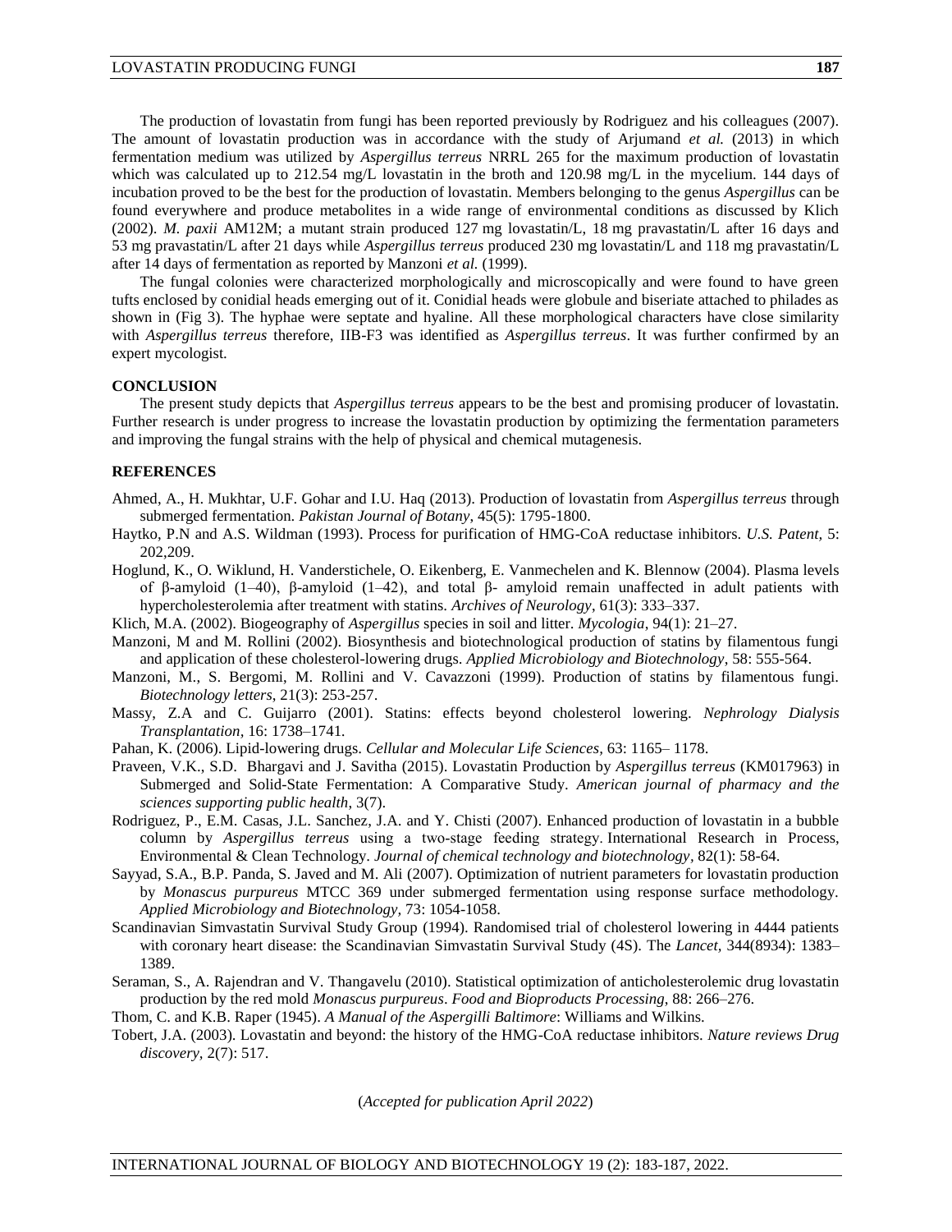The production of lovastatin from fungi has been reported previously by Rodriguez and his colleagues (2007). The amount of lovastatin production was in accordance with the study of Arjumand *et al.* (2013) in which fermentation medium was utilized by *Aspergillus terreus* NRRL 265 for the maximum production of lovastatin which was calculated up to 212.54 mg/L lovastatin in the broth and 120.98 mg/L in the mycelium. 144 days of incubation proved to be the best for the production of lovastatin. Members belonging to the genus *Aspergillus* can be found everywhere and produce metabolites in a wide range of environmental conditions as discussed by Klich (2002). *M. paxii* AM12M; a mutant strain produced 127 mg lovastatin/L, 18 mg pravastatin/L after 16 days and 53 mg pravastatin/L after 21 days while *Aspergillus terreus* produced 230 mg lovastatin/L and 118 mg pravastatin/L after 14 days of fermentation as reported by Manzoni *et al.* (1999).

The fungal colonies were characterized morphologically and microscopically and were found to have green tufts enclosed by conidial heads emerging out of it. Conidial heads were globule and biseriate attached to philades as shown in (Fig 3). The hyphae were septate and hyaline. All these morphological characters have close similarity with *Aspergillus terreus* therefore, IIB-F3 was identified as *Aspergillus terreus*. It was further confirmed by an expert mycologist.

## CONCLUSION

The present study depicts that *Aspergillus terreus* appears to be the best and promising producer of lovastatin. Further research is under progress to increase the lovastatin production by optimizing the fermentation parameters and improving the fungal strains with the help of physical and chemical mutagenesis.

## REFERENCES

Ahmed, A., H. Mukhtar, U.F. Gohar and I.U. Haq (2013). Production of lovastatin from *Aspergillus terreus* through submerged fermentation. *Pakistan Journal of Botany,* 45(5): 1795-1800.

Haytko, P.N and A.S. Wildman (1993). Process for purification of HMG-CoA reductase inhibitors. *U.S. Patent,* 5: 202,209.

Hoglund, K., O. Wiklund, H. Vanderstichele, O. Eikenberg, E. Vanmechelen and K. Blennow (2004). Plasma levels of β-amyloid (1–40), β-amyloid (1–42), and total β- amyloid remain unaffected in adult patients with hypercholesterolemia after treatment with statins. *Archives of Neurology,* 61(3): 333–337.

Klich, M.A. (2002). Biogeography of *Aspergillus* species in soil and litter. *Mycologia,* 94(1): 21–27.

Manzoni, M and M. Rollini (2002). Biosynthesis and biotechnological production of statins by filamentous fungi and application of these cholesterol-lowering drugs. *Applied Microbiology and Biotechnology*, 58: 555-564.

Manzoni, M., S. Bergomi, M. Rollini and V. Cavazzoni (1999). Production of statins by filamentous fungi. *Biotechnology letters*, 21(3): 253-257.

Massy, Z.A and C. Guijarro (2001). Statins: effects beyond cholesterol lowering. *Nephrology Dialysis Transplantation,* 16: 1738–1741.

Pahan, K. (2006). Lipid-lowering drugs. *Cellular and Molecular Life Sciences,* 63: 1165– 1178.

Praveen, V.K., S.D. Bhargavi and J. Savitha (2015). Lovastatin Production by *Aspergillus terreus* (KM017963) in Submerged and Solid-State Fermentation: A Comparative Study. *American journal of pharmacy and the sciences supporting public health*, 3(7).

Rodriguez, P., E.M. Casas, J.L. Sanchez, J.A. and Y. Chisti (2007). Enhanced production of lovastatin in a bubble column by *Aspergillus terreus* using a two-stage feeding strategy. International Research in Process, Environmental & Clean Technology. *Journal of chemical technology and biotechnology*, 82(1): 58-64.

Sayyad, S.A., B.P. Panda, S. Javed and M. Ali (2007). Optimization of nutrient parameters for lovastatin production by *Monascus purpureus* MTCC 369 under submerged fermentation using response surface methodology. *Applied Microbiology and Biotechnology,* 73: 1054-1058.

Scandinavian Simvastatin Survival Study Group (1994). Randomised trial of cholesterol lowering in 4444 patients with coronary heart disease: the Scandinavian Simvastatin Survival Study (4S). The *Lancet,* 344(8934): 1383–1389.

Seraman, S., A. Rajendran and V. Thangavelu (2010). Statistical optimization of anticholesterolemic drug lovastatin production by the red mold *Monascus purpureus*. *Food and Bioproducts Processing,* 88: 266–276.

Thom, C. and K.B. Raper (1945). *A Manual of the Aspergilli Baltimore*: Williams and Wilkins.

Tobert, J.A. (2003). Lovastatin and beyond: the history of the HMG-CoA reductase inhibitors. *Nature reviews Drug discovery,* 2(7): 517.

(*Accepted for publication April 2022*)